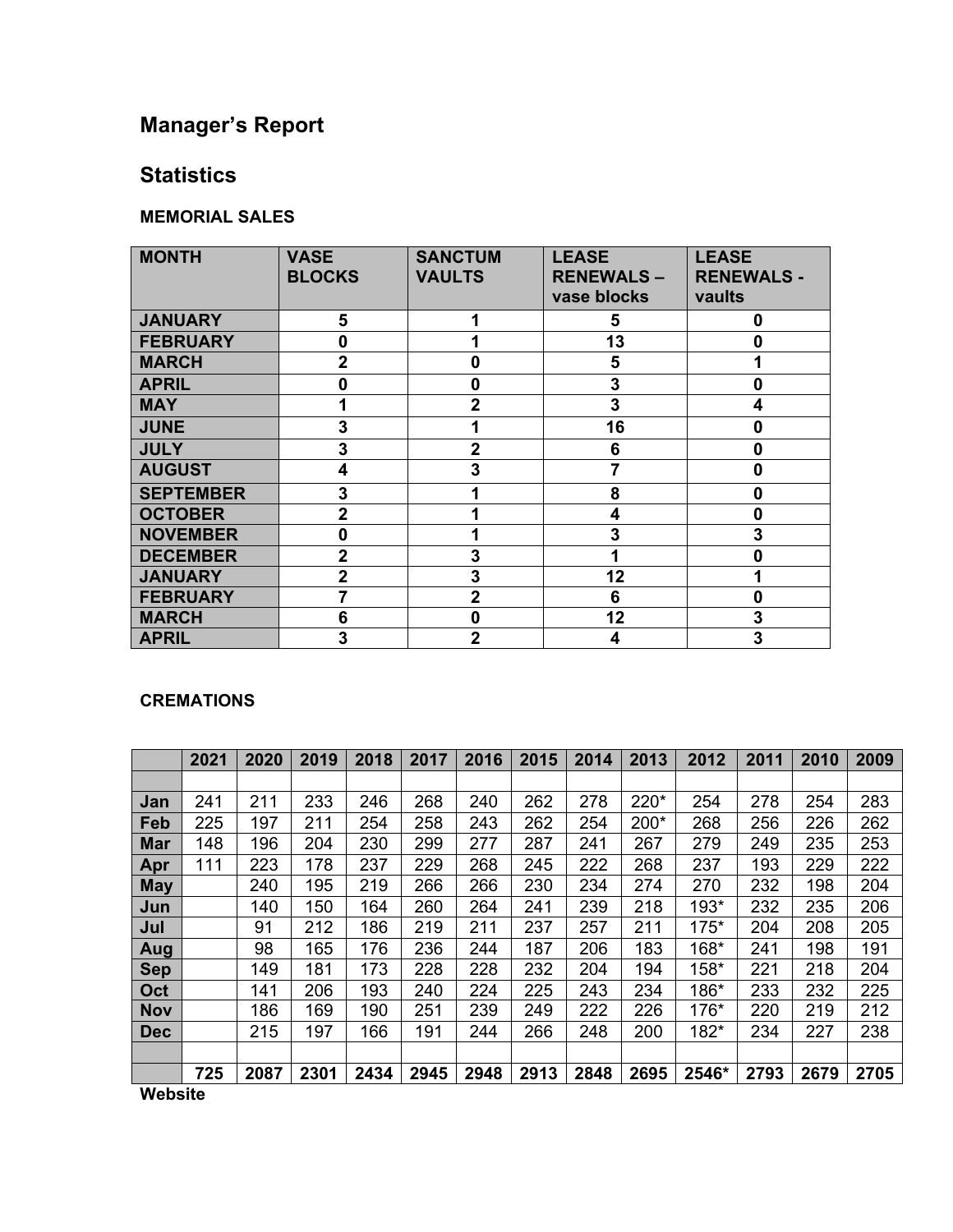# Manager's Report

## Statistics

### MEMORIAL SALES

| MONTH | VASE BLOCKS | SANCTUM VAULTS | LEASE RENEWALS – vase blocks | LEASE RENEWALS - vaults |
|---|---|---|---|---|
| JANUARY | 5 | 1 | 5 | 0 |
| FEBRUARY | 0 | 1 | 13 | 0 |
| MARCH | 2 | 0 | 5 | 1 |
| APRIL | 0 | 0 | 3 | 0 |
| MAY | 1 | 2 | 3 | 4 |
| JUNE | 3 | 1 | 16 | 0 |
| JULY | 3 | 2 | 6 | 0 |
| AUGUST | 4 | 3 | 7 | 0 |
| SEPTEMBER | 3 | 1 | 8 | 0 |
| OCTOBER | 2 | 1 | 4 | 0 |
| NOVEMBER | 0 | 1 | 3 | 3 |
| DECEMBER | 2 | 3 | 1 | 0 |
| JANUARY | 2 | 3 | 12 | 1 |
| FEBRUARY | 7 | 2 | 6 | 0 |
| MARCH | 6 | 0 | 12 | 3 |
| APRIL | 3 | 2 | 4 | 3 |

### CREMATIONS

| | 2021 | 2020 | 2019 | 2018 | 2017 | 2016 | 2015 | 2014 | 2013 | 2012 | 2011 | 2010 | 2009 |
|---|---|---|---|---|---|---|---|---|---|---|---|---|---|
| | | | | | | | | | | | | | |
| Jan | 241 | 211 | 233 | 246 | 268 | 240 | 262 | 278 | 220* | 254 | 278 | 254 | 283 |
| Feb | 225 | 197 | 211 | 254 | 258 | 243 | 262 | 254 | 200* | 268 | 256 | 226 | 262 |
| Mar | 148 | 196 | 204 | 230 | 299 | 277 | 287 | 241 | 267 | 279 | 249 | 235 | 253 |
| Apr | 111 | 223 | 178 | 237 | 229 | 268 | 245 | 222 | 268 | 237 | 193 | 229 | 222 |
| May | | 240 | 195 | 219 | 266 | 266 | 230 | 234 | 274 | 270 | 232 | 198 | 204 |
| Jun | | 140 | 150 | 164 | 260 | 264 | 241 | 239 | 218 | 193* | 232 | 235 | 206 |
| Jul | | 91 | 212 | 186 | 219 | 211 | 237 | 257 | 211 | 175* | 204 | 208 | 205 |
| Aug | | 98 | 165 | 176 | 236 | 244 | 187 | 206 | 183 | 168* | 241 | 198 | 191 |
| Sep | | 149 | 181 | 173 | 228 | 228 | 232 | 204 | 194 | 158* | 221 | 218 | 204 |
| Oct | | 141 | 206 | 193 | 240 | 224 | 225 | 243 | 234 | 186* | 233 | 232 | 225 |
| Nov | | 186 | 169 | 190 | 251 | 239 | 249 | 222 | 226 | 176* | 220 | 219 | 212 |
| Dec | | 215 | 197 | 166 | 191 | 244 | 266 | 248 | 200 | 182* | 234 | 227 | 238 |
| | | | | | | | | | | | | | |
| | 725 | 2087 | 2301 | 2434 | 2945 | 2948 | 2913 | 2848 | 2695 | 2546* | 2793 | 2679 | 2705 |

**Website**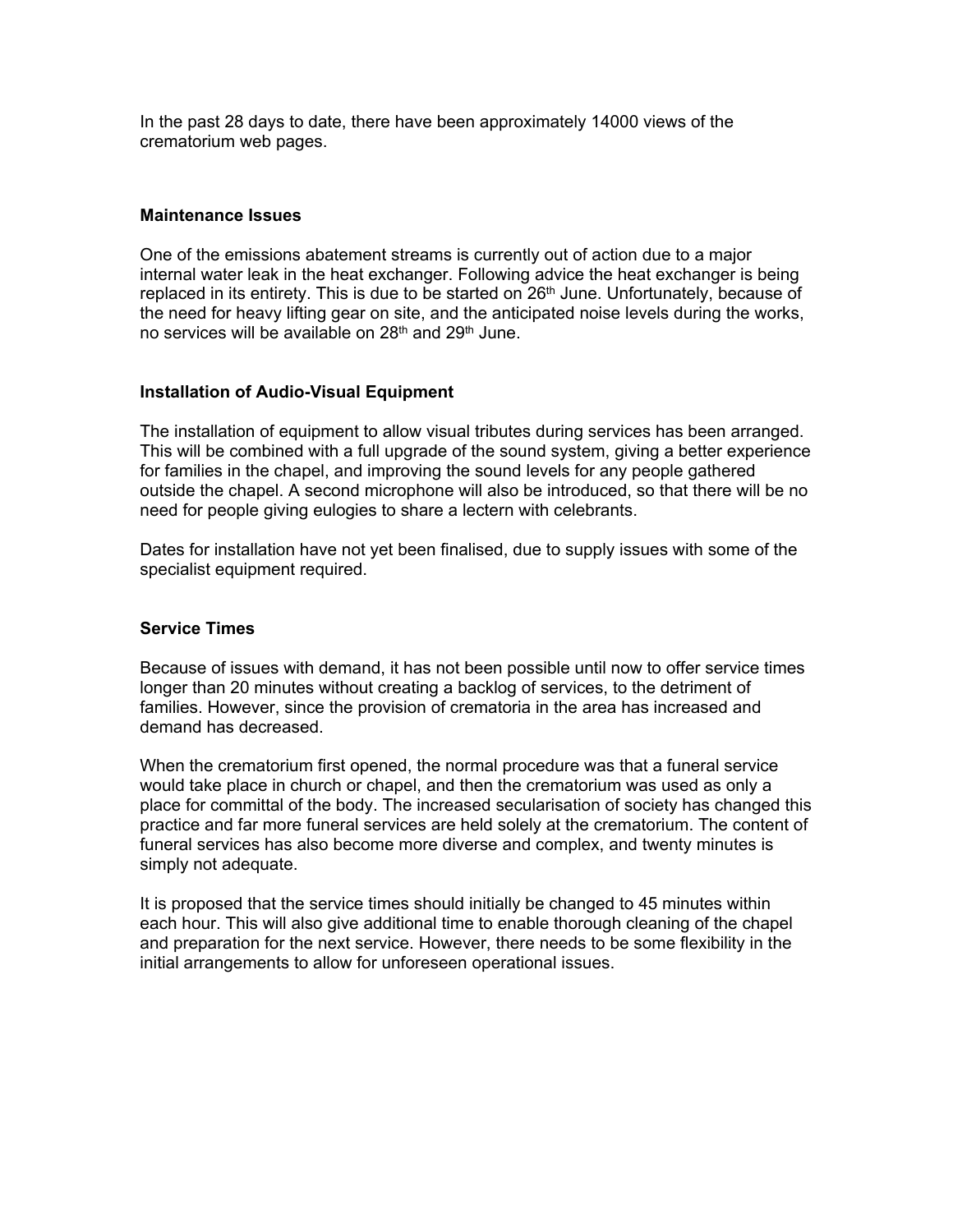In the past 28 days to date, there have been approximately 14000 views of the crematorium web pages.

**Maintenance Issues**

One of the emissions abatement streams is currently out of action due to a major internal water leak in the heat exchanger. Following advice the heat exchanger is being replaced in its entirety. This is due to be started on 26th June. Unfortunately, because of the need for heavy lifting gear on site, and the anticipated noise levels during the works, no services will be available on 28th and 29th June.

**Installation of Audio-Visual Equipment**

The installation of equipment to allow visual tributes during services has been arranged. This will be combined with a full upgrade of the sound system, giving a better experience for families in the chapel, and improving the sound levels for any people gathered outside the chapel. A second microphone will also be introduced, so that there will be no need for people giving eulogies to share a lectern with celebrants.

Dates for installation have not yet been finalised, due to supply issues with some of the specialist equipment required.

**Service Times**

Because of issues with demand, it has not been possible until now to offer service times longer than 20 minutes without creating a backlog of services, to the detriment of families. However, since the provision of crematoria in the area has increased and demand has decreased.

When the crematorium first opened, the normal procedure was that a funeral service would take place in church or chapel, and then the crematorium was used as only a place for committal of the body. The increased secularisation of society has changed this practice and far more funeral services are held solely at the crematorium. The content of funeral services has also become more diverse and complex, and twenty minutes is simply not adequate.

It is proposed that the service times should initially be changed to 45 minutes within each hour. This will also give additional time to enable thorough cleaning of the chapel and preparation for the next service. However, there needs to be some flexibility in the initial arrangements to allow for unforeseen operational issues.